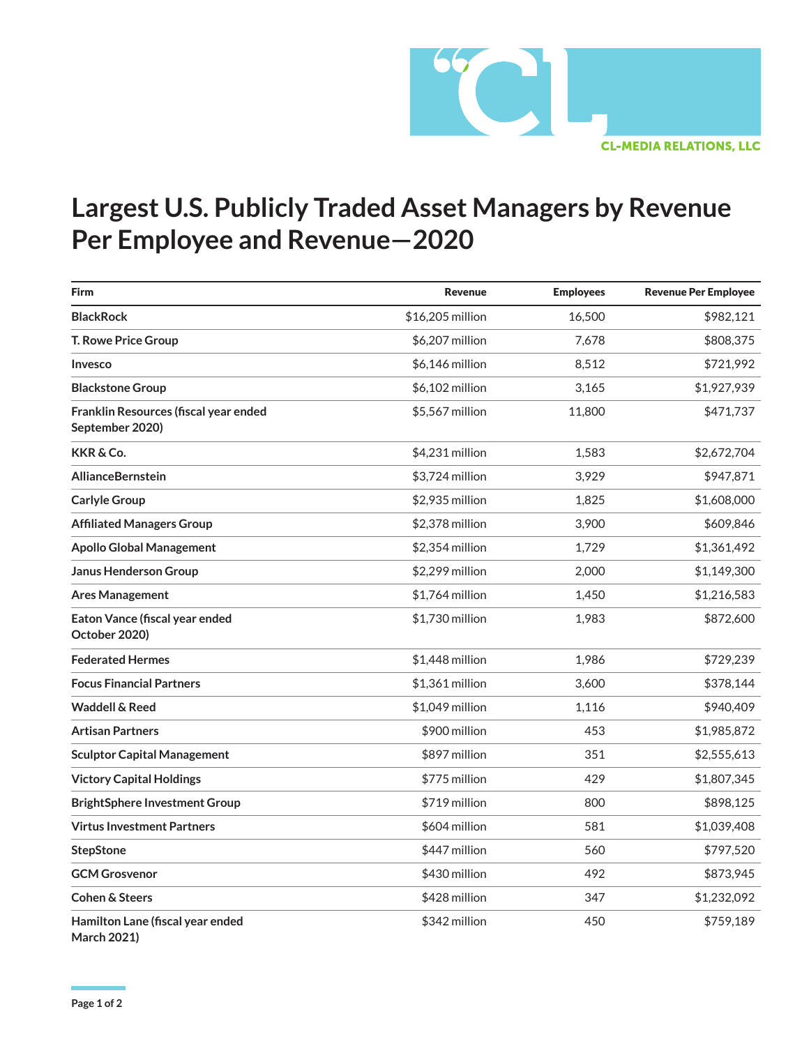CL-MEDIA RELATIONS, LLC

# Largest U.S. Publicly Traded Asset Managers by Revenue Per Employee and Revenue—2020

| Firm | Revenue | Employees | Revenue Per Employee |
|---|---:|---:|---:|
| **BlackRock** | $16,205 million | 16,500 | $982,121 |
| **T. Rowe Price Group** | $6,207 million | 7,678 | $808,375 |
| **Invesco** | $6,146 million | 8,512 | $721,992 |
| **Blackstone Group** | $6,102 million | 3,165 | $1,927,939 |
| **Franklin Resources (fiscal year ended September 2020)** | $5,567 million | 11,800 | $471,737 |
| **KKR & Co.** | $4,231 million | 1,583 | $2,672,704 |
| **AllianceBernstein** | $3,724 million | 3,929 | $947,871 |
| **Carlyle Group** | $2,935 million | 1,825 | $1,608,000 |
| **Affiliated Managers Group** | $2,378 million | 3,900 | $609,846 |
| **Apollo Global Management** | $2,354 million | 1,729 | $1,361,492 |
| **Janus Henderson Group** | $2,299 million | 2,000 | $1,149,300 |
| **Ares Management** | $1,764 million | 1,450 | $1,216,583 |
| **Eaton Vance (fiscal year ended October 2020)** | $1,730 million | 1,983 | $872,600 |
| **Federated Hermes** | $1,448 million | 1,986 | $729,239 |
| **Focus Financial Partners** | $1,361 million | 3,600 | $378,144 |
| **Waddell & Reed** | $1,049 million | 1,116 | $940,409 |
| **Artisan Partners** | $900 million | 453 | $1,985,872 |
| **Sculptor Capital Management** | $897 million | 351 | $2,555,613 |
| **Victory Capital Holdings** | $775 million | 429 | $1,807,345 |
| **BrightSphere Investment Group** | $719 million | 800 | $898,125 |
| **Virtus Investment Partners** | $604 million | 581 | $1,039,408 |
| **StepStone** | $447 million | 560 | $797,520 |
| **GCM Grosvenor** | $430 million | 492 | $873,945 |
| **Cohen & Steers** | $428 million | 347 | $1,232,092 |
| **Hamilton Lane (fiscal year ended March 2021)** | $342 million | 450 | $759,189 |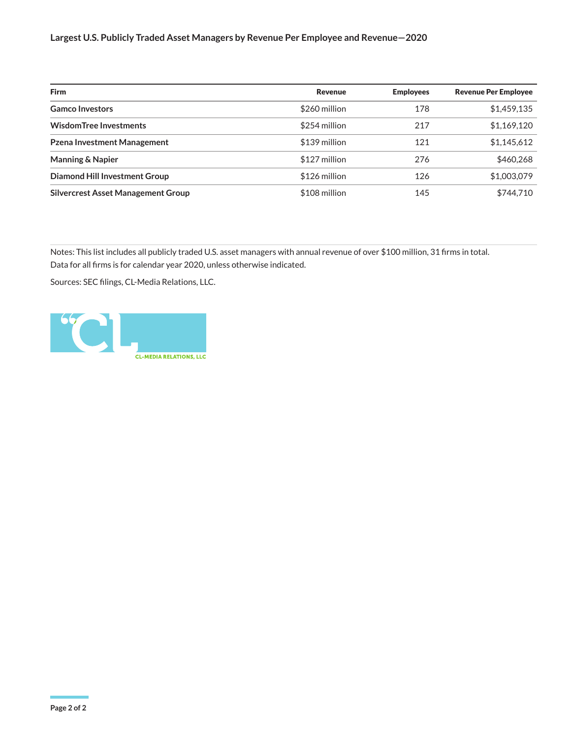**Largest U.S. Publicly Traded Asset Managers by Revenue Per Employee and Revenue—2020**

| Firm | Revenue | Employees | Revenue Per Employee |
|---|---|---|---|
| **Gamco Investors** | $260 million | 178 | $1,459,135 |
| **WisdomTree Investments** | $254 million | 217 | $1,169,120 |
| **Pzena Investment Management** | $139 million | 121 | $1,145,612 |
| **Manning & Napier** | $127 million | 276 | $460,268 |
| **Diamond Hill Investment Group** | $126 million | 126 | $1,003,079 |
| **Silvercrest Asset Management Group** | $108 million | 145 | $744,710 |

Notes: This list includes all publicly traded U.S. asset managers with annual revenue of over $100 million, 31 firms in total. Data for all firms is for calendar year 2020, unless otherwise indicated.

Sources: SEC filings, CL-Media Relations, LLC.

CL-MEDIA RELATIONS, LLC